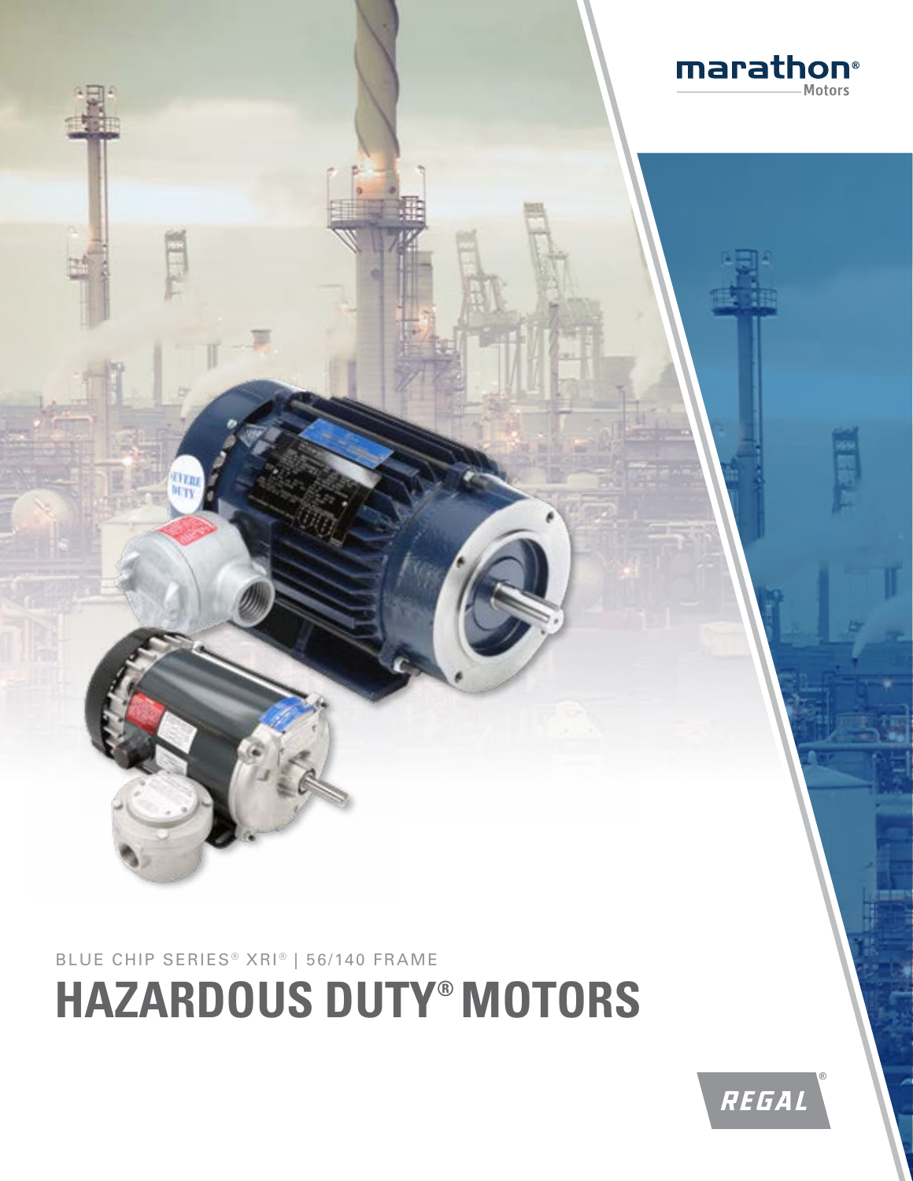marathon® Motors

BLUE CHIP SERIES® XRI® | 56/140 FRAME

# HAZARDOUS DUTY® MOTORS

REGAL®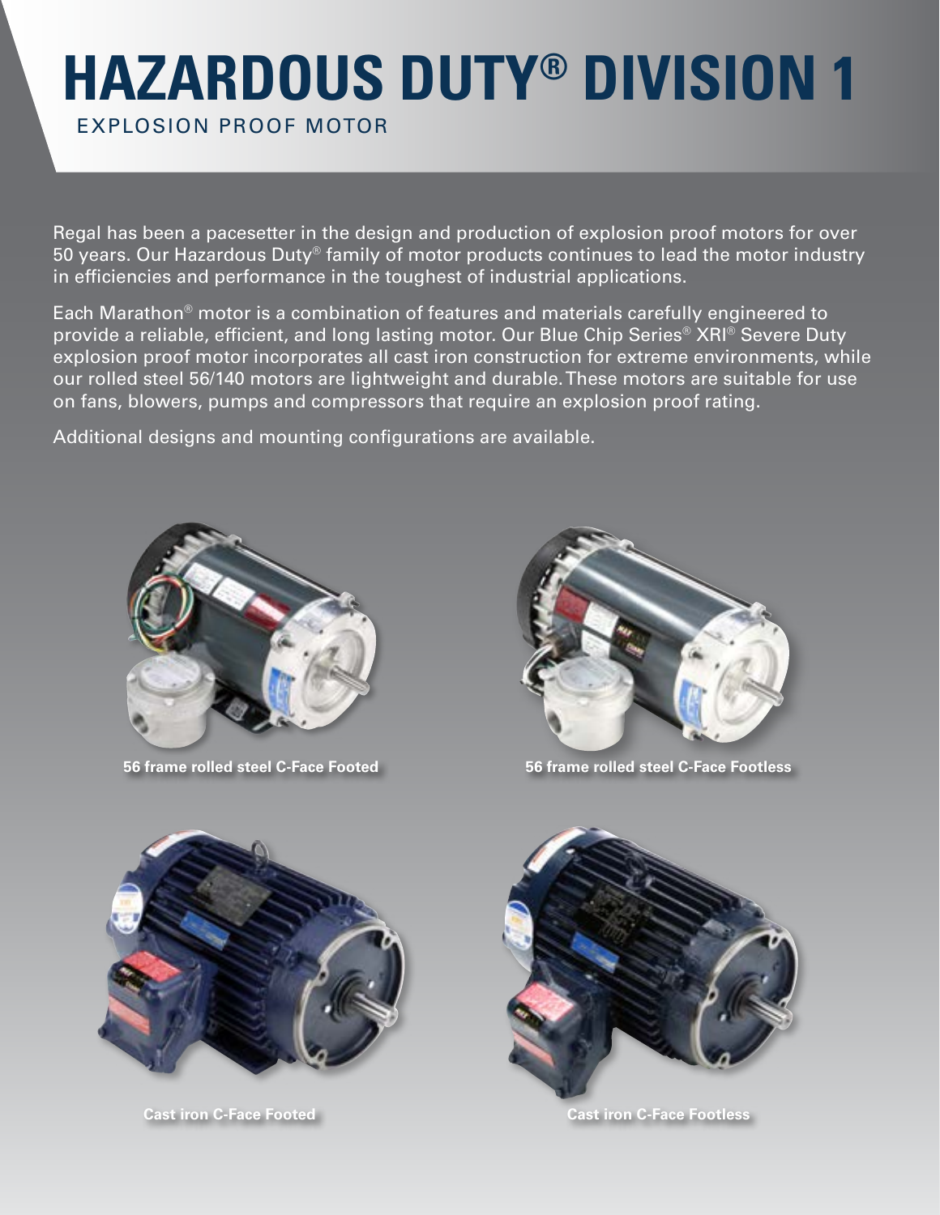# HAZARDOUS DUTY® DIVISION 1

## EXPLOSION PROOF MOTOR

Regal has been a pacesetter in the design and production of explosion proof motors for over 50 years. Our Hazardous Duty® family of motor products continues to lead the motor industry in efficiencies and performance in the toughest of industrial applications.

Each Marathon® motor is a combination of features and materials carefully engineered to provide a reliable, efficient, and long lasting motor. Our Blue Chip Series® XRI® Severe Duty explosion proof motor incorporates all cast iron construction for extreme environments, while our rolled steel 56/140 motors are lightweight and durable. These motors are suitable for use on fans, blowers, pumps and compressors that require an explosion proof rating.

Additional designs and mounting configurations are available.

**56 frame rolled steel C-Face Footed**

**56 frame rolled steel C-Face Footless**

**Cast iron C-Face Footed**

**Cast iron C-Face Footless**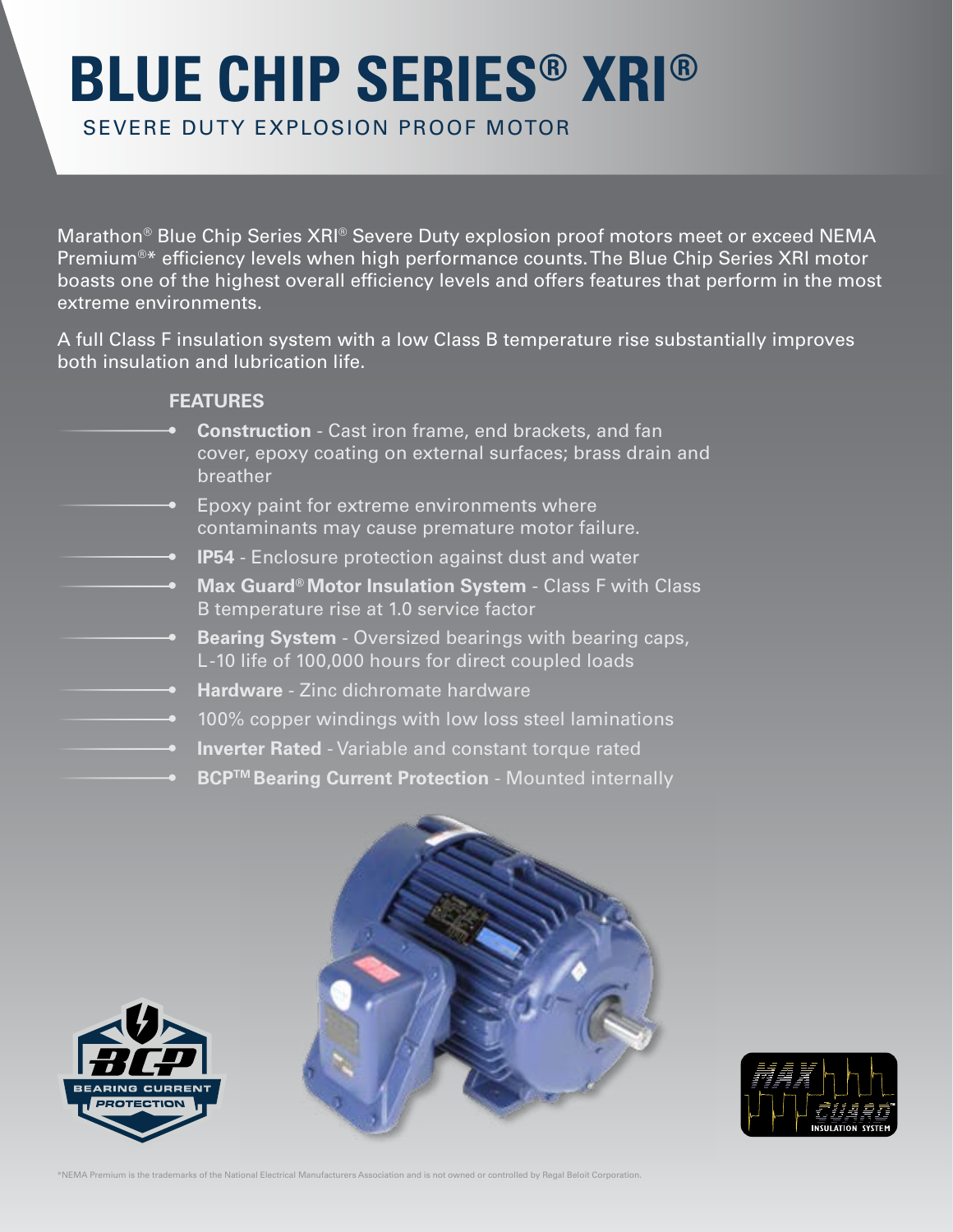# BLUE CHIP SERIES® XRI®

## SEVERE DUTY EXPLOSION PROOF MOTOR

Marathon® Blue Chip Series XRI® Severe Duty explosion proof motors meet or exceed NEMA Premium®* efficiency levels when high performance counts. The Blue Chip Series XRI motor boasts one of the highest overall efficiency levels and offers features that perform in the most extreme environments.

A full Class F insulation system with a low Class B temperature rise substantially improves both insulation and lubrication life.

### FEATURES

- **Construction** - Cast iron frame, end brackets, and fan cover, epoxy coating on external surfaces; brass drain and breather
- Epoxy paint for extreme environments where contaminants may cause premature motor failure.
- **IP54** - Enclosure protection against dust and water
- **Max Guard® Motor Insulation System** - Class F with Class B temperature rise at 1.0 service factor
- **Bearing System** - Oversized bearings with bearing caps, L-10 life of 100,000 hours for direct coupled loads
- **Hardware** - Zinc dichromate hardware
- 100% copper windings with low loss steel laminations
- **Inverter Rated** - Variable and constant torque rated
- **BCP™ Bearing Current Protection** - Mounted internally

*NEMA Premium is the trademarks of the National Electrical Manufacturers Association and is not owned or controlled by Regal Beloit Corporation.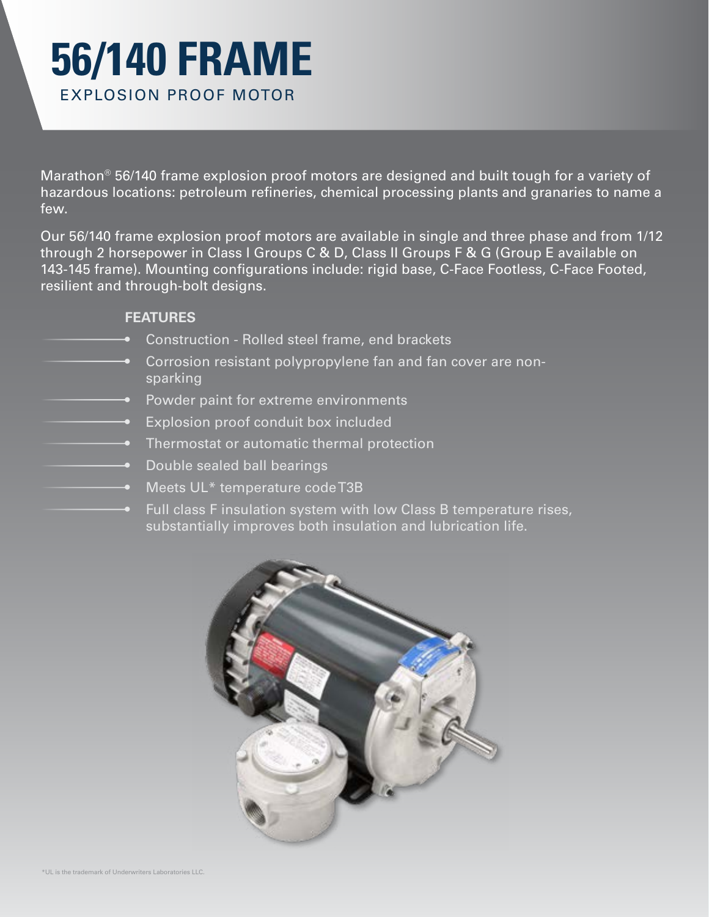# 56/140 FRAME

## EXPLOSION PROOF MOTOR

Marathon® 56/140 frame explosion proof motors are designed and built tough for a variety of hazardous locations: petroleum refineries, chemical processing plants and granaries to name a few.

Our 56/140 frame explosion proof motors are available in single and three phase and from 1/12 through 2 horsepower in Class I Groups C & D, Class II Groups F & G (Group E available on 143-145 frame). Mounting configurations include: rigid base, C-Face Footless, C-Face Footed, resilient and through-bolt designs.

### FEATURES

- Construction - Rolled steel frame, end brackets
- Corrosion resistant polypropylene fan and fan cover are non-sparking
- Powder paint for extreme environments
- Explosion proof conduit box included
- Thermostat or automatic thermal protection
- Double sealed ball bearings
- Meets UL* temperature code T3B
- Full class F insulation system with low Class B temperature rises, substantially improves both insulation and lubrication life.

*UL is the trademark of Underwriters Laboratories LLC.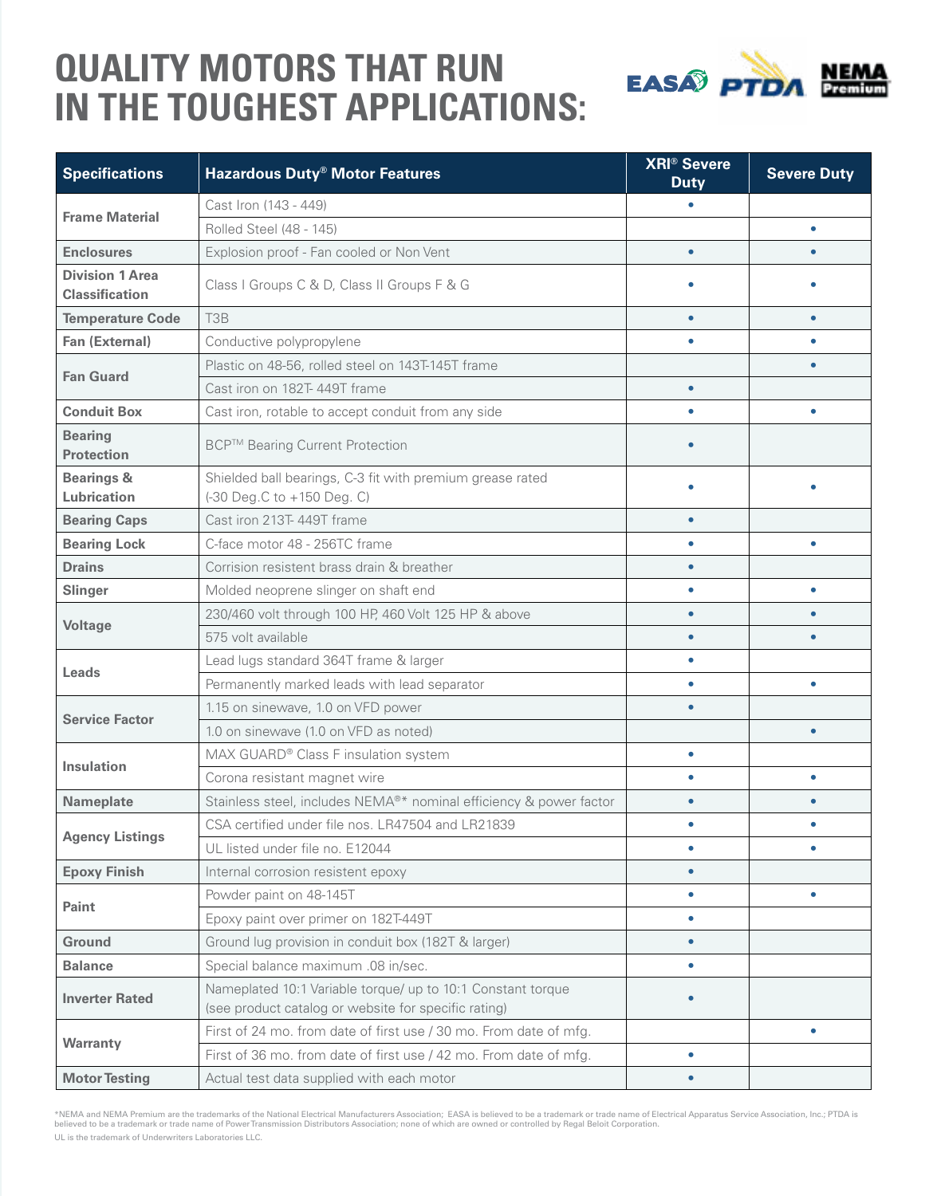# QUALITY MOTORS THAT RUN IN THE TOUGHEST APPLICATIONS:

| Specifications | Hazardous Duty® Motor Features | XRI® Severe Duty | Severe Duty |
|---|---|---|---|
| Frame Material | Cast Iron (143 - 449) | • | |
| | Rolled Steel (48 - 145) | | • |
| Enclosures | Explosion proof - Fan cooled or Non Vent | • | • |
| Division 1 Area Classification | Class I Groups C & D, Class II Groups F & G | • | • |
| Temperature Code | T3B | • | • |
| Fan (External) | Conductive polypropylene | • | • |
| Fan Guard | Plastic on 48-56, rolled steel on 143T-145T frame | | • |
| | Cast iron on 182T- 449T frame | • | |
| Conduit Box | Cast iron, rotable to accept conduit from any side | • | • |
| Bearing Protection | BCP™ Bearing Current Protection | • | |
| Bearings & Lubrication | Shielded ball bearings, C-3 fit with premium grease rated (-30 Deg.C to +150 Deg. C) | • | • |
| Bearing Caps | Cast iron 213T- 449T frame | • | |
| Bearing Lock | C-face motor 48 - 256TC frame | • | • |
| Drains | Corrision resistent brass drain & breather | • | |
| Slinger | Molded neoprene slinger on shaft end | • | • |
| Voltage | 230/460 volt through 100 HP, 460 Volt 125 HP & above | • | • |
| | 575 volt available | • | • |
| Leads | Lead lugs standard 364T frame & larger | • | |
| | Permanently marked leads with lead separator | • | • |
| Service Factor | 1.15 on sinewave, 1.0 on VFD power | • | |
| | 1.0 on sinewave (1.0 on VFD as noted) | | • |
| Insulation | MAX GUARD® Class F insulation system | • | |
| | Corona resistant magnet wire | • | • |
| Nameplate | Stainless steel, includes NEMA®* nominal efficiency & power factor | • | • |
| Agency Listings | CSA certified under file nos. LR47504 and LR21839 | • | • |
| | UL listed under file no. E12044 | • | • |
| Epoxy Finish | Internal corrosion resistent epoxy | • | |
| Paint | Powder paint on 48-145T | • | • |
| | Epoxy paint over primer on 182T-449T | • | |
| Ground | Ground lug provision in conduit box (182T & larger) | • | |
| Balance | Special balance maximum .08 in/sec. | • | |
| Inverter Rated | Nameplated 10:1 Variable torque/ up to 10:1 Constant torque (see product catalog or website for specific rating) | • | |
| Warranty | First of 24 mo. from date of first use / 30 mo. From date of mfg. | | • |
| | First of 36 mo. from date of first use / 42 mo. From date of mfg. | • | |
| Motor Testing | Actual test data supplied with each motor | • | |

*NEMA and NEMA Premium are the trademarks of the National Electrical Manufacturers Association; EASA is believed to be a trademark or trade name of Electrical Apparatus Service Association, Inc.; PTDA is believed to be a trademark or trade name of Power Transmission Distributors Association; none of which are owned or controlled by Regal Beloit Corporation.

UL is the trademark of Underwriters Laboratories LLC.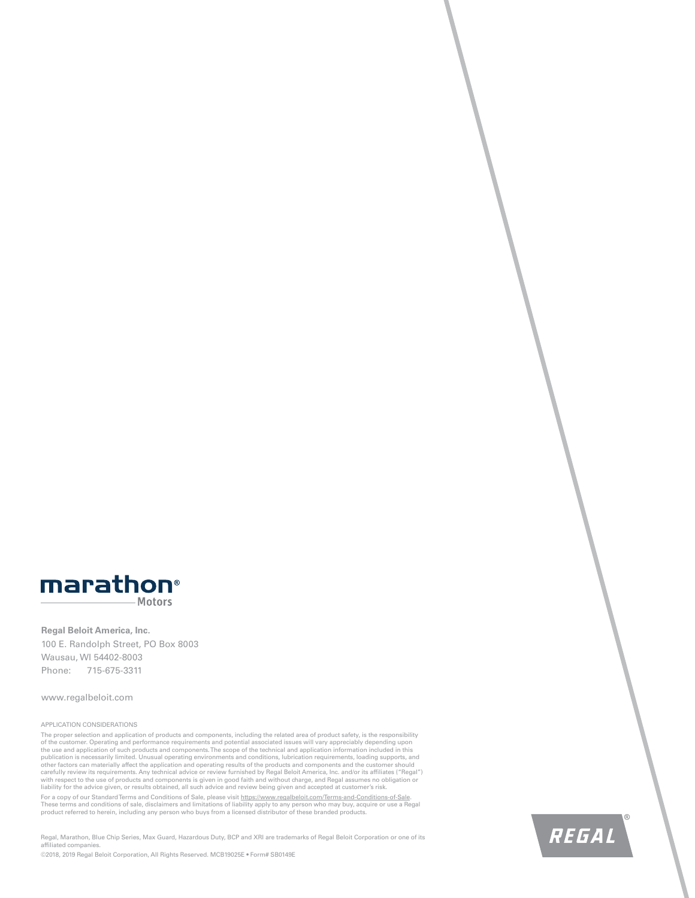**marathon®**

Motors

**Regal Beloit America, Inc.**
100 E. Randolph Street, PO Box 8003
Wausau, WI 54402-8003
Phone: 715-675-3311

www.regalbeloit.com

APPLICATION CONSIDERATIONS

The proper selection and application of products and components, including the related area of product safety, is the responsibility of the customer. Operating and performance requirements and potential associated issues will vary appreciably depending upon the use and application of such products and components. The scope of the technical and application information included in this publication is necessarily limited. Unusual operating environments and conditions, lubrication requirements, loading supports, and other factors can materially affect the application and operating results of the products and components and the customer should carefully review its requirements. Any technical advice or review furnished by Regal Beloit America, Inc. and/or its affiliates ("Regal") with respect to the use of products and components is given in good faith and without charge, and Regal assumes no obligation or liability for the advice given, or results obtained, all such advice and review being given and accepted at customer's risk.

For a copy of our Standard Terms and Conditions of Sale, please visit https://www.regalbeloit.com/Terms-and-Conditions-of-Sale. These terms and conditions of sale, disclaimers and limitations of liability apply to any person who may buy, acquire or use a Regal product referred to herein, including any person who buys from a licensed distributor of these branded products.

Regal, Marathon, Blue Chip Series, Max Guard, Hazardous Duty, BCP and XRI are trademarks of Regal Beloit Corporation or one of its affiliated companies.

©2018, 2019 Regal Beloit Corporation, All Rights Reserved. MCB19025E • Form# SB0149E

REGAL®